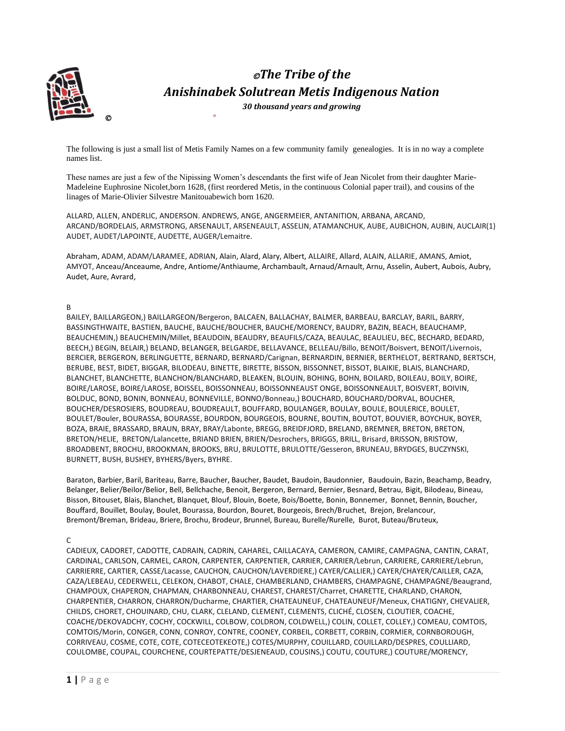# ©The Tribe of the Anishinabek Solutrean Metis Indigenous Nation

***30 thousand years and growing***

© "

The following is just a small list of Metis Family Names on a few community family genealogies. It is in no way a complete names list.

These names are just a few of the Nipissing Women's descendants the first wife of Jean Nicolet from their daughter Marie-Madeleine Euphrosine Nicolet,born 1628, (first reordered Metis, in the continuous Colonial paper trail), and cousins of the linages of Marie-Olivier Silvestre Manitouabewich born 1620.

ALLARD, ALLEN, ANDERLIC, ANDERSON. ANDREWS, ANGE, ANGERMEIER, ANTANITION, ARBANA, ARCAND, ARCAND/BORDELAIS, ARMSTRONG, ARSENAULT, ARSENEAULT, ASSELIN, ATAMANCHUK, AUBE, AUBICHON, AUBIN, AUCLAIR(1) AUDET, AUDET/LAPOINTE, AUDETTE, AUGER/Lemaitre.

Abraham, ADAM, ADAM/LARAMEE, ADRIAN, Alain, Alard, Alary, Albert, ALLAIRE, Allard, ALAIN, ALLARIE, AMANS, Amiot, AMYOT, Anceau/Anceaume, Andre, Antiome/Anthiaume, Archambault, Arnaud/Arnault, Arnu, Asselin, Aubert, Aubois, Aubry, Audet, Aure, Avrard,

B

BAILEY, BAILLARGEON,) BAILLARGEON/Bergeron, BALCAEN, BALLACHAY, BALMER, BARBEAU, BARCLAY, BARIL, BARRY, BASSINGTHWAITE, BASTIEN, BAUCHE, BAUCHE/BOUCHER, BAUCHE/MORENCY, BAUDRY, BAZIN, BEACH, BEAUCHAMP, BEAUCHEMIN,) BEAUCHEMIN/Millet, BEAUDOIN, BEAUDRY, BEAUFILS/CAZA, BEAULAC, BEAULIEU, BEC, BECHARD, BEDARD, BEECH,) BEGIN, BELAIR,) BELAND, BELANGER, BELGARDE, BELLAVANCE, BELLEAU/Billo, BENOIT/Boisvert, BENOIT/Livernois, BERCIER, BERGERON, BERLINGUETTE, BERNARD, BERNARD/Carignan, BERNARDIN, BERNIER, BERTHELOT, BERTRAND, BERTSCH, BERUBE, BEST, BIDET, BIGGAR, BILODEAU, BINETTE, BIRETTE, BISSON, BISSONNET, BISSOT, BLAIKIE, BLAIS, BLANCHARD, BLANCHET, BLANCHETTE, BLANCHON/BLANCHARD, BLEAKEN, BLOUIN, BOHING, BOHN, BOILARD, BOILEAU, BOILY, BOIRE, BOIRE/LAROSE, BOIRE/LAROSE, BOISSEL, BOISSONNEAU, BOISSONNEAUST ONGE, BOISSONNEAULT, BOISVERT, BOIVIN, BOLDUC, BOND, BONIN, BONNEAU, BONNEVILLE, BONNO/Bonneau,) BOUCHARD, BOUCHARD/DORVAL, BOUCHER, BOUCHER/DESROSIERS, BOUDREAU, BOUDREAULT, BOUFFARD, BOULANGER, BOULAY, BOULE, BOULERICE, BOULET, BOULET/Bouler, BOURASSA, BOURASSE, BOURDON, BOURGEOIS, BOURNE, BOUTIN, BOUTOT, BOUVIER, BOYCHUK, BOYER, BOZA, BRAIE, BRASSARD, BRAUN, BRAY, BRAY/Labonte, BREGG, BREIDFJORD, BRELAND, BREMNER, BRETON, BRETON, BRETON/HELIE, BRETON/Lalancette, BRIAND BRIEN, BRIEN/Desrochers, BRIGGS, BRILL, Brisard, BRISSON, BRISTOW, BROADBENT, BROCHU, BROOKMAN, BROOKS, BRU, BRULOTTE, BRULOTTE/Gesseron, BRUNEAU, BRYDGES, BUCZYNSKI, BURNETT, BUSH, BUSHEY, BYHERS/Byers, BYHRE.

Baraton, Barbier, Baril, Bariteau, Barre, Baucher, Baucher, Baudet, Baudoin, Baudonnier, Baudouin, Bazin, Beachamp, Beadry, Belanger, Belier/Beilor/Belior, Bell, Bellchache, Benoit, Bergeron, Bernard, Bernier, Besnard, Betrau, Bigit, Bilodeau, Bineau, Bisson, Bitouset, Blais, Blanchet, Blanquet, Blouf, Blouin, Boete, Bois/Boette, Bonin, Bonnemer, Bonnet, Bennin, Boucher, Bouffard, Bouillet, Boulay, Boulet, Bourassa, Bourdon, Bouret, Bourgeois, Brech/Bruchet, Brejon, Brelancour, Bremont/Breman, Brideau, Briere, Brochu, Brodeur, Brunnel, Bureau, Burelle/Rurelle, Burot, Buteau/Bruteux,

C

CADIEUX, CADORET, CADOTTE, CADRAIN, CADRIN, CAHAREL, CAILLACAYA, CAMERON, CAMIRE, CAMPAGNA, CANTIN, CARAT, CARDINAL, CARLSON, CARMEL, CARON, CARPENTER, CARPENTIER, CARRIER, CARRIER/Lebrun, CARRIERE, CARRIERE/Lebrun, CARRIERRE, CARTIER, CASSE/Lacasse, CAUCHON, CAUCHON/LAVERDIERE,) CAYER/CALLIER,) CAYER/CHAYER/CAILLER, CAZA, CAZA/LEBEAU, CEDERWELL, CELEKON, CHABOT, CHALE, CHAMBERLAND, CHAMBERS, CHAMPAGNE, CHAMPAGNE/Beaugrand, CHAMPOUX, CHAPERON, CHAPMAN, CHARBONNEAU, CHAREST, CHAREST/Charret, CHARETTE, CHARLAND, CHARON, CHARPENTIER, CHARRON, CHARRON/Ducharme, CHARTIER, CHATEAUNEUF, CHATEAUNEUF/Meneux, CHATIGNY, CHEVALIER, CHILDS, CHORET, CHOUINARD, CHU, CLARK, CLELAND, CLEMENT, CLEMENTS, CLICHÉ, CLOSEN, CLOUTIER, COACHE, COACHE/DEKOVADCHY, COCHY, COCKWILL, COLBOW, COLDRON, COLDWELL,) COLIN, COLLET, COLLEY,) COMEAU, COMTOIS, COMTOIS/Morin, CONGER, CONN, CONROY, CONTRE, COONEY, CORBEIL, CORBETT, CORBIN, CORMIER, CORNBOROUGH, CORRIVEAU, COSME, COTE, COTE, COTECEOTEKEOTE,) COTES/MURPHY, COUILLARD, COUILLARD/DESPRES, COULLIARD, COULOMBE, COUPAL, COURCHENE, COURTEPATTE/DESJENEAUD, COUSINS,) COUTU, COUTURE,) COUTURE/MORENCY,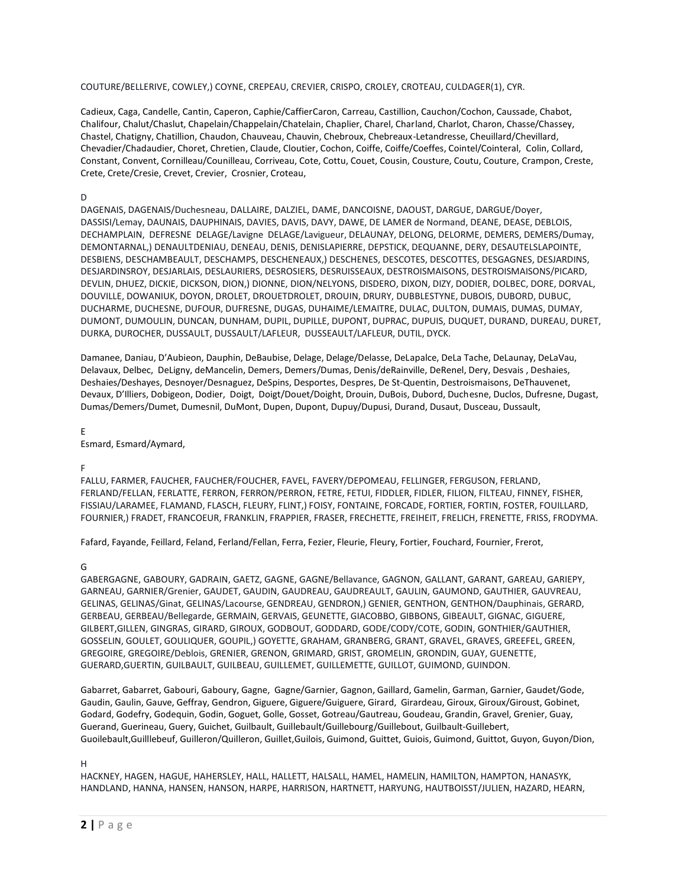COUTURE/BELLERIVE, COWLEY,) COYNE, CREPEAU, CREVIER, CRISPO, CROLEY, CROTEAU, CULDAGER(1), CYR.

Cadieux, Caga, Candelle, Cantin, Caperon, Caphie/CaffierCaron, Carreau, Castillion, Cauchon/Cochon, Caussade, Chabot, Chalifour, Chalut/Chaslut, Chapelain/Chappelain/Chatelain, Chaplier, Charel, Charland, Charlot, Charon, Chasse/Chassey, Chastel, Chatigny, Chatillion, Chaudon, Chauveau, Chauvin, Chebroux, Chebreaux-Letandresse, Cheuillard/Chevillard, Chevadier/Chadaudier, Choret, Chretien, Claude, Cloutier, Cochon, Coiffe, Coiffe/Coeffes, Cointel/Cointeral, Colin, Collard, Constant, Convent, Cornilleau/Counilleau, Corriveau, Cote, Cottu, Couet, Cousin, Cousture, Coutu, Couture, Crampon, Creste, Crete, Crete/Cresie, Crevet, Crevier, Crosnier, Croteau,

D

DAGENAIS, DAGENAIS/Duchesneau, DALLAIRE, DALZIEL, DAME, DANCOISNE, DAOUST, DARGUE, DARGUE/Doyer, DASSISI/Lemay, DAUNAIS, DAUPHINAIS, DAVIES, DAVIS, DAVY, DAWE, DE LAMER de Normand, DEANE, DEASE, DEBLOIS, DECHAMPLAIN, DEFRESNE DELAGE/Lavigne DELAGE/Lavigueur, DELAUNAY, DELONG, DELORME, DEMERS, DEMERS/Dumay, DEMONTARNAL,) DENAULTDENIAU, DENEAU, DENIS, DENISLAPIERRE, DEPSTICK, DEQUANNE, DERY, DESAUTELSLAPOINTE, DESBIENS, DESCHAMBEAULT, DESCHAMPS, DESCHENEAUX,) DESCHENES, DESCOTES, DESCOTTES, DESGAGNES, DESJARDINS, DESJARDINSROY, DESJARLAIS, DESLAURIERS, DESROSIERS, DESRUISSEAUX, DESTROISMAISONS, DESTROISMAISONS/PICARD, DEVLIN, DHUEZ, DICKIE, DICKSON, DION,) DIONNE, DION/NELYONS, DISDERO, DIXON, DIZY, DODIER, DOLBEC, DORE, DORVAL, DOUVILLE, DOWANIUK, DOYON, DROLET, DROUETDROLET, DROUIN, DRURY, DUBBLESTYNE, DUBOIS, DUBORD, DUBUC, DUCHARME, DUCHESNE, DUFOUR, DUFRESNE, DUGAS, DUHAIME/LEMAITRE, DULAC, DULTON, DUMAIS, DUMAS, DUMAY, DUMONT, DUMOULIN, DUNCAN, DUNHAM, DUPIL, DUPILLE, DUPONT, DUPRAC, DUPUIS, DUQUET, DURAND, DUREAU, DURET, DURKA, DUROCHER, DUSSAULT, DUSSAULT/LAFLEUR, DUSSEAULT/LAFLEUR, DUTIL, DYCK.

Damanee, Daniau, D'Aubieon, Dauphin, DeBaubise, Delage, Delage/Delasse, DeLapalce, DeLa Tache, DeLaunay, DeLaVau, Delavaux, Delbec, DeLigny, deMancelin, Demers, Demers/Dumas, Denis/deRainville, DeRenel, Dery, Desvais , Deshaies, Deshaies/Deshayes, Desnoyer/Desnaguez, DeSpins, Desportes, Despres, De St-Quentin, Destroismaisons, DeThauvenet, Devaux, D'Illiers, Dobigeon, Dodier, Doigt, Doigt/Douet/Doight, Drouin, DuBois, Dubord, Duchesne, Duclos, Dufresne, Dugast, Dumas/Demers/Dumet, Dumesnil, DuMont, Dupen, Dupont, Dupuy/Dupusi, Durand, Dusaut, Dusceau, Dussault,

E

Esmard, Esmard/Aymard,

F

FALLU, FARMER, FAUCHER, FAUCHER/FOUCHER, FAVEL, FAVERY/DEPOMEAU, FELLINGER, FERGUSON, FERLAND, FERLAND/FELLAN, FERLATTE, FERRON, FERRON/PERRON, FETRE, FETUI, FIDDLER, FIDLER, FILION, FILTEAU, FINNEY, FISHER, FISSIAU/LARAMEE, FLAMAND, FLASCH, FLEURY, FLINT,) FOISY, FONTAINE, FORCADE, FORTIER, FORTIN, FOSTER, FOUILLARD, FOURNIER,) FRADET, FRANCOEUR, FRANKLIN, FRAPPIER, FRASER, FRECHETTE, FREIHEIT, FRELICH, FRENETTE, FRISS, FRODYMA.

Fafard, Fayande, Feillard, Feland, Ferland/Fellan, Ferra, Fezier, Fleurie, Fleury, Fortier, Fouchard, Fournier, Frerot,

G

GABERGAGNE, GABOURY, GADRAIN, GAETZ, GAGNE, GAGNE/Bellavance, GAGNON, GALLANT, GARANT, GAREAU, GARIEPY, GARNEAU, GARNIER/Grenier, GAUDET, GAUDIN, GAUDREAU, GAUDREAULT, GAULIN, GAUMOND, GAUTHIER, GAUVREAU, GELINAS, GELINAS/Ginat, GELINAS/Lacourse, GENDREAU, GENDRON,) GENIER, GENTHON, GENTHON/Dauphinais, GERARD, GERBEAU, GERBEAU/Bellegarde, GERMAIN, GERVAIS, GEUNETTE, GIACOBBO, GIBBONS, GIBEAULT, GIGNAC, GIGUERE, GILBERT,GILLEN, GINGRAS, GIRARD, GIROUX, GODBOUT, GODDARD, GODE/CODY/COTE, GODIN, GONTHIER/GAUTHIER, GOSSELIN, GOULET, GOULIQUER, GOUPIL,) GOYETTE, GRAHAM, GRANBERG, GRANT, GRAVEL, GRAVES, GREEFEL, GREEN, GREGOIRE, GREGOIRE/Deblois, GRENIER, GRENON, GRIMARD, GRIST, GROMELIN, GRONDIN, GUAY, GUENETTE, GUERARD,GUERTIN, GUILBAULT, GUILBEAU, GUILLEMET, GUILLEMETTE, GUILLOT, GUIMOND, GUINDON.

Gabarret, Gabarret, Gabouri, Gaboury, Gagne, Gagne/Garnier, Gagnon, Gaillard, Gamelin, Garman, Garnier, Gaudet/Gode, Gaudin, Gaulin, Gauve, Geffray, Gendron, Giguere, Giguere/Guiguere, Girard, Girardeau, Giroux, Giroux/Giroust, Gobinet, Godard, Godefry, Godequin, Godin, Goguet, Golle, Gosset, Gotreau/Gautreau, Goudeau, Grandin, Gravel, Grenier, Guay, Guerand, Guerineau, Guery, Guichet, Guilbault, Guillebault/Guillebourg/Guillebout, Guilbault-Guillebert, Guoilebault,Guilllebeuf, Guilleron/Quilleron, Guillet,Guilois, Guimond, Guittet, Guiois, Guimond, Guittot, Guyon, Guyon/Dion,

H

HACKNEY, HAGEN, HAGUE, HAHERSLEY, HALL, HALLETT, HALSALL, HAMEL, HAMELIN, HAMILTON, HAMPTON, HANASYK, HANDLAND, HANNA, HANSEN, HANSON, HARPE, HARRISON, HARTNETT, HARYUNG, HAUTBOISST/JULIEN, HAZARD, HEARN,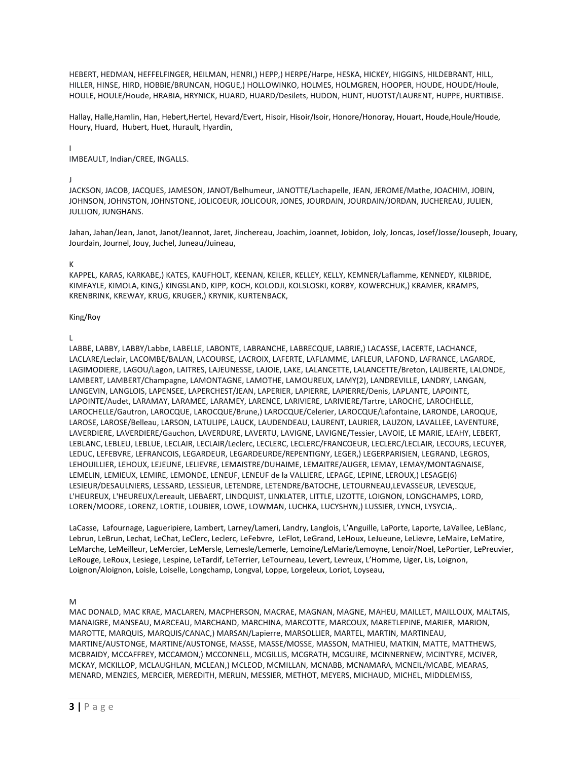HEBERT, HEDMAN, HEFFELFINGER, HEILMAN, HENRI,) HEPP,) HERPE/Harpe, HESKA, HICKEY, HIGGINS, HILDEBRANT, HILL, HILLER, HINSE, HIRD, HOBBIE/BRUNCAN, HOGUE,) HOLLOWINKO, HOLMES, HOLMGREN, HOOPER, HOUDE, HOUDE/Houle, HOULE, HOULE/Houde, HRABIA, HRYNICK, HUARD, HUARD/Desilets, HUDON, HUNT, HUOTST/LAURENT, HUPPE, HURTIBISE.

Hallay, Halle,Hamlin, Han, Hebert,Hertel, Hevard/Evert, Hisoir, Hisoir/Isoir, Honore/Honoray, Houart, Houde,Houle/Houde, Houry, Huard, Hubert, Huet, Hurault, Hyardin,

I

IMBEAULT, Indian/CREE, INGALLS.

J

JACKSON, JACOB, JACQUES, JAMESON, JANOT/Belhumeur, JANOTTE/Lachapelle, JEAN, JEROME/Mathe, JOACHIM, JOBIN, JOHNSON, JOHNSTON, JOHNSTONE, JOLICOEUR, JOLICOUR, JONES, JOURDAIN, JOURDAIN/JORDAN, JUCHEREAU, JULIEN, JULLION, JUNGHANS.

Jahan, Jahan/Jean, Janot, Janot/Jeannot, Jaret, Jinchereau, Joachim, Joannet, Jobidon, Joly, Joncas, Josef/Josse/Jouseph, Jouary, Jourdain, Journel, Jouy, Juchel, Juneau/Juineau,

K

KAPPEL, KARAS, KARKABE,) KATES, KAUFHOLT, KEENAN, KEILER, KELLEY, KELLY, KEMNER/Laflamme, KENNEDY, KILBRIDE, KIMFAYLE, KIMOLA, KING,) KINGSLAND, KIPP, KOCH, KOLODJI, KOLSLOSKI, KORBY, KOWERCHUK,) KRAMER, KRAMPS, KRENBRINK, KREWAY, KRUG, KRUGER,) KRYNIK, KURTENBACK,

King/Roy

L

LABBE, LABBY, LABBY/Labbe, LABELLE, LABONTE, LABRANCHE, LABRECQUE, LABRIE,) LACASSE, LACERTE, LACHANCE, LACLARE/Leclair, LACOMBE/BALAN, LACOURSE, LACROIX, LAFERTE, LAFLAMME, LAFLEUR, LAFOND, LAFRANCE, LAGARDE, LAGIMODIERE, LAGOU/Lagon, LAITRES, LAJEUNESSE, LAJOIE, LAKE, LALANCETTE, LALANCETTE/Breton, LALIBERTE, LALONDE, LAMBERT, LAMBERT/Champagne, LAMONTAGNE, LAMOTHE, LAMOUREUX, LAMY(2), LANDREVILLE, LANDRY, LANGAN, LANGEVIN, LANGLOIS, LAPENSEE, LAPERCHEST/JEAN, LAPERIER, LAPIERRE, LAPIERRE/Denis, LAPLANTE, LAPOINTE, LAPOINTE/Audet, LARAMAY, LARAMEE, LARAMEY, LARENCE, LARIVIERE, LARIVIERE/Tartre, LAROCHE, LAROCHELLE, LAROCHELLE/Gautron, LAROCQUE, LAROCQUE/Brune,) LAROCQUE/Celerier, LAROCQUE/Lafontaine, LARONDE, LAROQUE, LAROSE, LAROSE/Belleau, LARSON, LATULIPE, LAUCK, LAUDENDEAU, LAURENT, LAURIER, LAUZON, LAVALLEE, LAVENTURE, LAVERDIERE, LAVERDIERE/Gauchon, LAVERDURE, LAVERTU, LAVIGNE, LAVIGNE/Tessier, LAVOIE, LE MARIE, LEAHY, LEBERT, LEBLANC, LEBLEU, LEBLUE, LECLAIR, LECLAIR/Leclerc, LECLERC, LECLERC/FRANCOEUR, LECLERC/LECLAIR, LECOURS, LECUYER, LEDUC, LEFEBVRE, LEFRANCOIS, LEGARDEUR, LEGARDEURDE/REPENTIGNY, LEGER,) LEGERPARISIEN, LEGRAND, LEGROS, LEHOUILLIER, LEHOUX, LEJEUNE, LELIEVRE, LEMAISTRE/DUHAIME, LEMAITRE/AUGER, LEMAY, LEMAY/MONTAGNAISE, LEMELIN, LEMIEUX, LEMIRE, LEMONDE, LENEUF, LENEUF de la VALLIERE, LEPAGE, LEPINE, LEROUX,) LESAGE(6) LESIEUR/DESAULNIERS, LESSARD, LESSIEUR, LETENDRE, LETENDRE/BATOCHE, LETOURNEAU,LEVASSEUR, LEVESQUE, L'HEUREUX, L'HEUREUX/Lereault, LIEBAERT, LINDQUIST, LINKLATER, LITTLE, LIZOTTE, LOIGNON, LONGCHAMPS, LORD, LOREN/MOORE, LORENZ, LORTIE, LOUBIER, LOWE, LOWMAN, LUCHKA, LUCYSHYN,) LUSSIER, LYNCH, LYSYCIA,.

LaCasse, Lafournage, Lagueripiere, Lambert, Larney/Lameri, Landry, Langlois, L'Anguille, LaPorte, Laporte, LaVallee, LeBlanc, Lebrun, LeBrun, Lechat, LeChat, LeClerc, Leclerc, LeFebvre, LeFlot, LeGrand, LeHoux, LeJueune, LeLievre, LeMaire, LeMatire, LeMarche, LeMeilleur, LeMercier, LeMersle, Lemesle/Lemerle, Lemoine/LeMarie/Lemoyne, Lenoir/Noel, LePortier, LePreuvier, LeRouge, LeRoux, Lesiege, Lespine, LeTardif, LeTerrier, LeTourneau, Levert, Levreux, L'Homme, Liger, Lis, Loignon, Loignon/Aloignon, Loisle, Loiselle, Longchamp, Longval, Loppe, Lorgeleux, Loriot, Loyseau,

M

MAC DONALD, MAC KRAE, MACLAREN, MACPHERSON, MACRAE, MAGNAN, MAGNE, MAHEU, MAILLET, MAILLOUX, MALTAIS, MANAIGRE, MANSEAU, MARCEAU, MARCHAND, MARCHINA, MARCOTTE, MARCOUX, MARETLEPINE, MARIER, MARION, MAROTTE, MARQUIS, MARQUIS/CANAC,) MARSAN/Lapierre, MARSOLLIER, MARTEL, MARTIN, MARTINEAU, MARTINE/AUSTONGE, MARTINE/AUSTONGE, MASSE, MASSE/MOSSE, MASSON, MATHIEU, MATKIN, MATTE, MATTHEWS, MCBRAIDY, MCCAFFREY, MCCAMON,) MCCONNELL, MCGILLIS, MCGRATH, MCGUIRE, MCINNERNEW, MCINTYRE, MCIVER, MCKAY, MCKILLOP, MCLAUGHLAN, MCLEAN,) MCLEOD, MCMILLAN, MCNABB, MCNAMARA, MCNEIL/MCABE, MEARAS, MENARD, MENZIES, MERCIER, MEREDITH, MERLIN, MESSIER, METHOT, MEYERS, MICHAUD, MICHEL, MIDDLEMISS,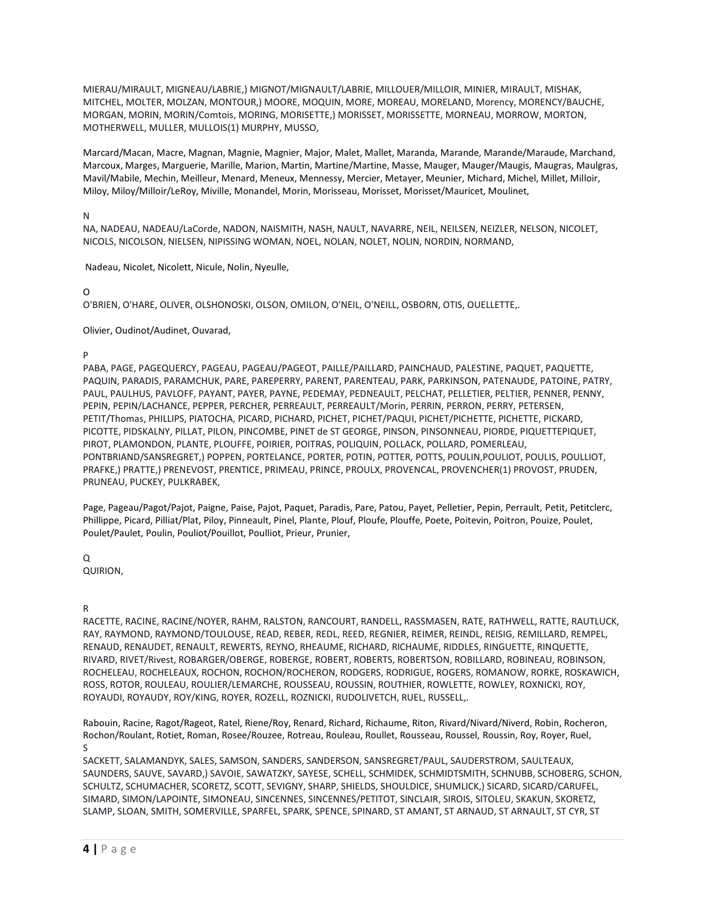MIERAU/MIRAULT, MIGNEAU/LABRIE,) MIGNOT/MIGNAULT/LABRIE, MILLOUER/MILLOIR, MINIER, MIRAULT, MISHAK, MITCHEL, MOLTER, MOLZAN, MONTOUR,) MOORE, MOQUIN, MORE, MOREAU, MORELAND, Morency, MORENCY/BAUCHE, MORGAN, MORIN, MORIN/Comtois, MORING, MORISETTE,) MORISSET, MORISSETTE, MORNEAU, MORROW, MORTON, MOTHERWELL, MULLER, MULLOIS(1) MURPHY, MUSSO,

Marcard/Macan, Macre, Magnan, Magnie, Magnier, Major, Malet, Mallet, Maranda, Marande, Marande/Maraude, Marchand, Marcoux, Marges, Marguerie, Marille, Marion, Martin, Martine/Martine, Masse, Mauger, Mauger/Maugis, Maugras, Maulgras, Mavil/Mabile, Mechin, Meilleur, Menard, Meneux, Mennessy, Mercier, Metayer, Meunier, Michard, Michel, Millet, Milloir, Miloy, Miloy/Milloir/LeRoy, Miville, Monandel, Morin, Morisseau, Morisset, Morisset/Mauricet, Moulinet,

N

NA, NADEAU, NADEAU/LaCorde, NADON, NAISMITH, NASH, NAULT, NAVARRE, NEIL, NEILSEN, NEIZLER, NELSON, NICOLET, NICOLS, NICOLSON, NIELSEN, NIPISSING WOMAN, NOEL, NOLAN, NOLET, NOLIN, NORDIN, NORMAND,

Nadeau, Nicolet, Nicolett, Nicule, Nolin, Nyeulle,

O

O'BRIEN, O'HARE, OLIVER, OLSHONOSKI, OLSON, OMILON, O'NEIL, O'NEILL, OSBORN, OTIS, OUELLETTE,.

Olivier, Oudinot/Audinet, Ouvarad,

P

PABA, PAGE, PAGEQUERCY, PAGEAU, PAGEAU/PAGEOT, PAILLE/PAILLARD, PAINCHAUD, PALESTINE, PAQUET, PAQUETTE, PAQUIN, PARADIS, PARAMCHUK, PARE, PAREPERRY, PARENT, PARENTEAU, PARK, PARKINSON, PATENAUDE, PATOINE, PATRY, PAUL, PAULHUS, PAVLOFF, PAYANT, PAYER, PAYNE, PEDEMAY, PEDNEAULT, PELCHAT, PELLETIER, PELTIER, PENNER, PENNY, PEPIN, PEPIN/LACHANCE, PEPPER, PERCHER, PERREAULT, PERREAULT/Morin, PERRIN, PERRON, PERRY, PETERSEN, PETIT/Thomas, PHILLIPS, PIATOCHA, PICARD, PICHARD, PICHET, PICHET/PAQUI, PICHET/PICHETTE, PICHETTE, PICKARD, PICOTTE, PIDSKALNY, PILLAT, PILON, PINCOMBE, PINET de ST GEORGE, PINSON, PINSONNEAU, PIORDE, PIQUETTEPIQUET, PIROT, PLAMONDON, PLANTE, PLOUFFE, POIRIER, POITRAS, POLIQUIN, POLLACK, POLLARD, POMERLEAU, PONTBRIAND/SANSREGRET,) POPPEN, PORTELANCE, PORTER, POTIN, POTTER, POTTS, POULIN,POULIOT, POULIS, POULLIOT, PRAFKE,) PRATTE,) PRENEVOST, PRENTICE, PRIMEAU, PRINCE, PROULX, PROVENCAL, PROVENCHER(1) PROVOST, PRUDEN, PRUNEAU, PUCKEY, PULKRABEK,

Page, Pageau/Pagot/Pajot, Paigne, Paise, Pajot, Paquet, Paradis, Pare, Patou, Payet, Pelletier, Pepin, Perrault, Petit, Petitclerc, Phillippe, Picard, Pilliat/Plat, Piloy, Pinneault, Pinel, Plante, Plouf, Ploufe, Plouffe, Poete, Poitevin, Poitron, Pouize, Poulet, Poulet/Paulet, Poulin, Pouliot/Pouillot, Poulliot, Prieur, Prunier,

Q

QUIRION,

R

RACETTE, RACINE, RACINE/NOYER, RAHM, RALSTON, RANCOURT, RANDELL, RASSMASEN, RATE, RATHWELL, RATTE, RAUTLUCK, RAY, RAYMOND, RAYMOND/TOULOUSE, READ, REBER, REDL, REED, REGNIER, REIMER, REINDL, REISIG, REMILLARD, REMPEL, RENAUD, RENAUDET, RENAULT, REWERTS, REYNO, RHEAUME, RICHARD, RICHAUME, RIDDLES, RINGUETTE, RINQUETTE, RIVARD, RIVET/Rivest, ROBARGER/OBERGE, ROBERGE, ROBERT, ROBERTS, ROBERTSON, ROBILLARD, ROBINEAU, ROBINSON, ROCHELEAU, ROCHELEAUX, ROCHON, ROCHON/ROCHERON, RODGERS, RODRIGUE, ROGERS, ROMANOW, RORKE, ROSKAWICH, ROSS, ROTOR, ROULEAU, ROULIER/LEMARCHE, ROUSSEAU, ROUSSIN, ROUTHIER, ROWLETTE, ROWLEY, ROXNICKI, ROY, ROYAUDI, ROYAUDY, ROY/KING, ROYER, ROZELL, ROZNICKI, RUDOLIVETCH, RUEL, RUSSELL,.

Rabouin, Racine, Ragot/Rageot, Ratel, Riene/Roy, Renard, Richard, Richaume, Riton, Rivard/Nivard/Niverd, Robin, Rocheron, Rochon/Roulant, Rotiet, Roman, Rosee/Rouzee, Rotreau, Rouleau, Roullet, Rousseau, Roussel, Roussin, Roy, Royer, Ruel,

S

SACKETT, SALAMANDYK, SALES, SAMSON, SANDERS, SANDERSON, SANSREGRET/PAUL, SAUDERSTROM, SAULTEAUX, SAUNDERS, SAUVE, SAVARD,) SAVOIE, SAWATZKY, SAYESE, SCHELL, SCHMIDEK, SCHMIDTSMITH, SCHNUBB, SCHOBERG, SCHON, SCHULTZ, SCHUMACHER, SCORETZ, SCOTT, SEVIGNY, SHARP, SHIELDS, SHOULDICE, SHUMLICK,) SICARD, SICARD/CARUFEL, SIMARD, SIMON/LAPOINTE, SIMONEAU, SINCENNES, SINCENNES/PETITOT, SINCLAIR, SIROIS, SITOLEU, SKAKUN, SKORETZ, SLAMP, SLOAN, SMITH, SOMERVILLE, SPARFEL, SPARK, SPENCE, SPINARD, ST AMANT, ST ARNAUD, ST ARNAULT, ST CYR, ST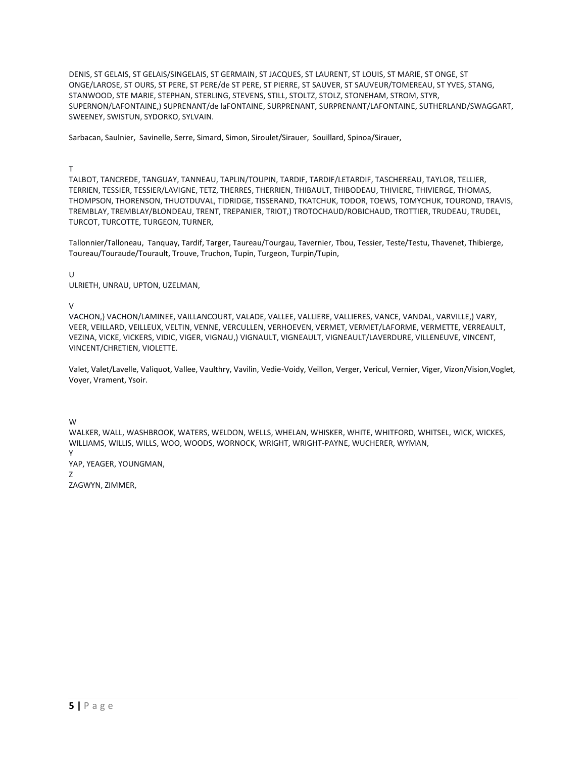DENIS, ST GELAIS, ST GELAIS/SINGELAIS, ST GERMAIN, ST JACQUES, ST LAURENT, ST LOUIS, ST MARIE, ST ONGE, ST ONGE/LAROSE, ST OURS, ST PERE, ST PERE/de ST PERE, ST PIERRE, ST SAUVER, ST SAUVEUR/TOMEREAU, ST YVES, STANG, STANWOOD, STE MARIE, STEPHAN, STERLING, STEVENS, STILL, STOLTZ, STOLZ, STONEHAM, STROM, STYR, SUPERNON/LAFONTAINE,) SUPRENANT/de laFONTAINE, SURPRENANT, SURPRENANT/LAFONTAINE, SUTHERLAND/SWAGGART, SWEENEY, SWISTUN, SYDORKO, SYLVAIN.

Sarbacan, Saulnier, Savinelle, Serre, Simard, Simon, Siroulet/Sirauer, Souillard, Spinoa/Sirauer,

T

TALBOT, TANCREDE, TANGUAY, TANNEAU, TAPLIN/TOUPIN, TARDIF, TARDIF/LETARDIF, TASCHEREAU, TAYLOR, TELLIER, TERRIEN, TESSIER, TESSIER/LAVIGNE, TETZ, THERRES, THERRIEN, THIBAULT, THIBODEAU, THIVIERE, THIVIERGE, THOMAS, THOMPSON, THORENSON, THUOTDUVAL, TIDRIDGE, TISSERAND, TKATCHUK, TODOR, TOEWS, TOMYCHUK, TOUROND, TRAVIS, TREMBLAY, TREMBLAY/BLONDEAU, TRENT, TREPANIER, TRIOT,) TROTOCHAUD/ROBICHAUD, TROTTIER, TRUDEAU, TRUDEL, TURCOT, TURCOTTE, TURGEON, TURNER,

Tallonnier/Talloneau, Tanquay, Tardif, Targer, Taureau/Tourgau, Tavernier, Tbou, Tessier, Teste/Testu, Thavenet, Thibierge, Toureau/Touraude/Tourault, Trouve, Truchon, Tupin, Turgeon, Turpin/Tupin,

U

ULRIETH, UNRAU, UPTON, UZELMAN,

V

VACHON,) VACHON/LAMINEE, VAILLANCOURT, VALADE, VALLEE, VALLIERE, VALLIERES, VANCE, VANDAL, VARVILLE,) VARY, VEER, VEILLARD, VEILLEUX, VELTIN, VENNE, VERCULLEN, VERHOEVEN, VERMET, VERMET/LAFORME, VERMETTE, VERREAULT, VEZINA, VICKE, VICKERS, VIDIC, VIGER, VIGNAU,) VIGNAULT, VIGNEAULT, VIGNEAULT/LAVERDURE, VILLENEUVE, VINCENT, VINCENT/CHRETIEN, VIOLETTE.

Valet, Valet/Lavelle, Valiquot, Vallee, Vaulthry, Vavilin, Vedie-Voidy, Veillon, Verger, Vericul, Vernier, Viger, Vizon/Vision,Voglet, Voyer, Vrament, Ysoir.

W

WALKER, WALL, WASHBROOK, WATERS, WELDON, WELLS, WHELAN, WHISKER, WHITE, WHITFORD, WHITSEL, WICK, WICKES, WILLIAMS, WILLIS, WILLS, WOO, WOODS, WORNOCK, WRIGHT, WRIGHT-PAYNE, WUCHERER, WYMAN,

Y

YAP, YEAGER, YOUNGMAN,

Z

ZAGWYN, ZIMMER,